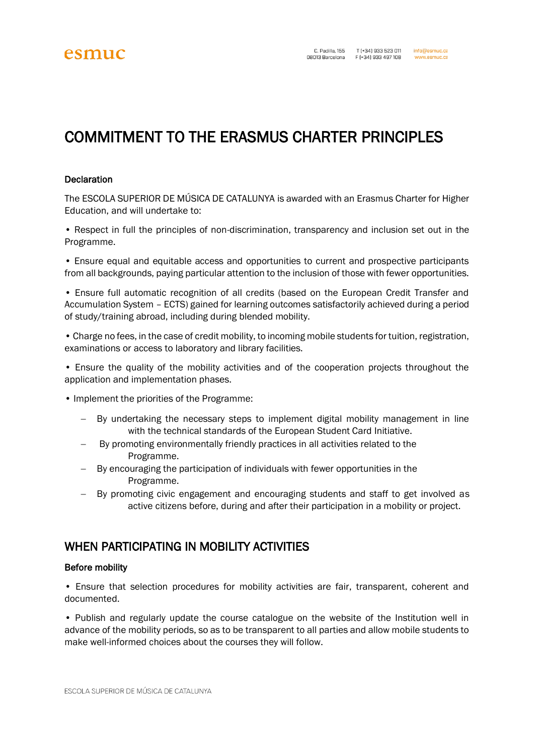# COMMITMENT TO THE ERASMUS CHARTER PRINCIPLES

### Declaration

The ESCOLA SUPERIOR DE MÚSICA DE CATALUNYA is awarded with an Erasmus Charter for Higher Education, and will undertake to:

• Respect in full the principles of non-discrimination, transparency and inclusion set out in the Programme.

• Ensure equal and equitable access and opportunities to current and prospective participants from all backgrounds, paying particular attention to the inclusion of those with fewer opportunities.

• Ensure full automatic recognition of all credits (based on the European Credit Transfer and Accumulation System – ECTS) gained for learning outcomes satisfactorily achieved during a period of study/training abroad, including during blended mobility.

• Charge no fees, in the case of credit mobility, to incoming mobile students for tuition, registration, examinations or access to laboratory and library facilities.

• Ensure the quality of the mobility activities and of the cooperation projects throughout the application and implementation phases.

• Implement the priorities of the Programme:

- By undertaking the necessary steps to implement digital mobility management in line with the technical standards of the European Student Card Initiative.
- By promoting environmentally friendly practices in all activities related to the Programme.
- By encouraging the participation of individuals with fewer opportunities in the Programme.
- By promoting civic engagement and encouraging students and staff to get involved as active citizens before, during and after their participation in a mobility or project.

## WHEN PARTICIPATING IN MOBILITY ACTIVITIES

### Before mobility

• Ensure that selection procedures for mobility activities are fair, transparent, coherent and documented.

• Publish and regularly update the course catalogue on the website of the Institution well in advance of the mobility periods, so as to be transparent to all parties and allow mobile students to make well-informed choices about the courses they will follow.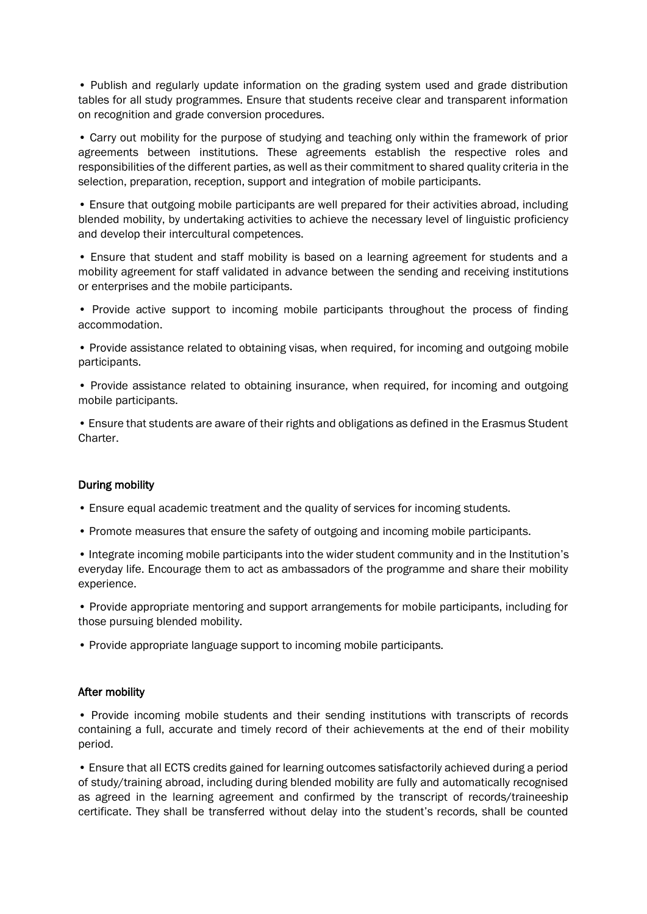• Publish and regularly update information on the grading system used and grade distribution tables for all study programmes. Ensure that students receive clear and transparent information on recognition and grade conversion procedures.

• Carry out mobility for the purpose of studying and teaching only within the framework of prior agreements between institutions. These agreements establish the respective roles and responsibilities of the different parties, as well as their commitment to shared quality criteria in the selection, preparation, reception, support and integration of mobile participants.

• Ensure that outgoing mobile participants are well prepared for their activities abroad, including blended mobility, by undertaking activities to achieve the necessary level of linguistic proficiency and develop their intercultural competences.

• Ensure that student and staff mobility is based on a learning agreement for students and a mobility agreement for staff validated in advance between the sending and receiving institutions or enterprises and the mobile participants.

• Provide active support to incoming mobile participants throughout the process of finding accommodation.

• Provide assistance related to obtaining visas, when required, for incoming and outgoing mobile participants.

• Provide assistance related to obtaining insurance, when required, for incoming and outgoing mobile participants.

• Ensure that students are aware of their rights and obligations as defined in the Erasmus Student Charter.

**During mobility**

• Ensure equal academic treatment and the quality of services for incoming students.

• Promote measures that ensure the safety of outgoing and incoming mobile participants.

• Integrate incoming mobile participants into the wider student community and in the Institution's everyday life. Encourage them to act as ambassadors of the programme and share their mobility experience.

• Provide appropriate mentoring and support arrangements for mobile participants, including for those pursuing blended mobility.

• Provide appropriate language support to incoming mobile participants.

**After mobility**

• Provide incoming mobile students and their sending institutions with transcripts of records containing a full, accurate and timely record of their achievements at the end of their mobility period.

• Ensure that all ECTS credits gained for learning outcomes satisfactorily achieved during a period of study/training abroad, including during blended mobility are fully and automatically recognised as agreed in the learning agreement and confirmed by the transcript of records/traineeship certificate. They shall be transferred without delay into the student's records, shall be counted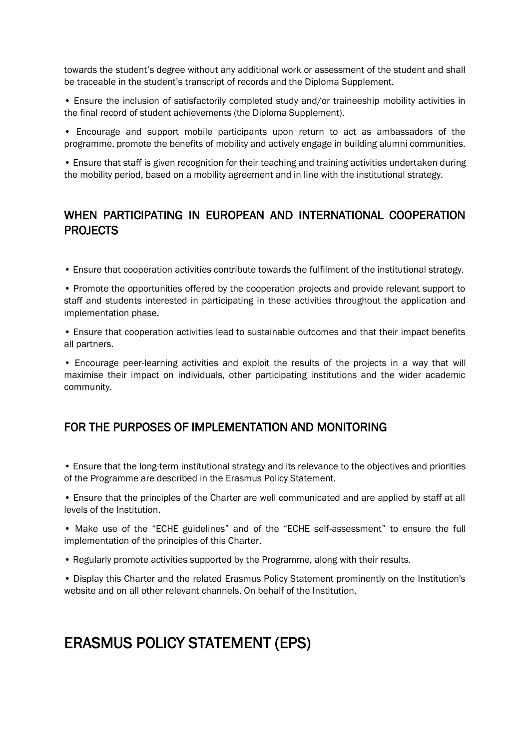towards the student's degree without any additional work or assessment of the student and shall be traceable in the student's transcript of records and the Diploma Supplement.

- Ensure the inclusion of satisfactorily completed study and/or traineeship mobility activities in the final record of student achievements (the Diploma Supplement).
- Encourage and support mobile participants upon return to act as ambassadors of the programme, promote the benefits of mobility and actively engage in building alumni communities.
- Ensure that staff is given recognition for their teaching and training activities undertaken during the mobility period, based on a mobility agreement and in line with the institutional strategy.

## WHEN PARTICIPATING IN EUROPEAN AND INTERNATIONAL COOPERATION PROJECTS

- Ensure that cooperation activities contribute towards the fulfilment of the institutional strategy.
- Promote the opportunities offered by the cooperation projects and provide relevant support to staff and students interested in participating in these activities throughout the application and implementation phase.
- Ensure that cooperation activities lead to sustainable outcomes and that their impact benefits all partners.
- Encourage peer-learning activities and exploit the results of the projects in a way that will maximise their impact on individuals, other participating institutions and the wider academic community.

## FOR THE PURPOSES OF IMPLEMENTATION AND MONITORING

- Ensure that the long-term institutional strategy and its relevance to the objectives and priorities of the Programme are described in the Erasmus Policy Statement.
- Ensure that the principles of the Charter are well communicated and are applied by staff at all levels of the Institution.
- Make use of the "ECHE guidelines" and of the "ECHE self-assessment" to ensure the full implementation of the principles of this Charter.
- Regularly promote activities supported by the Programme, along with their results.
- Display this Charter and the related Erasmus Policy Statement prominently on the Institution's website and on all other relevant channels. On behalf of the Institution,

# ERASMUS POLICY STATEMENT (EPS)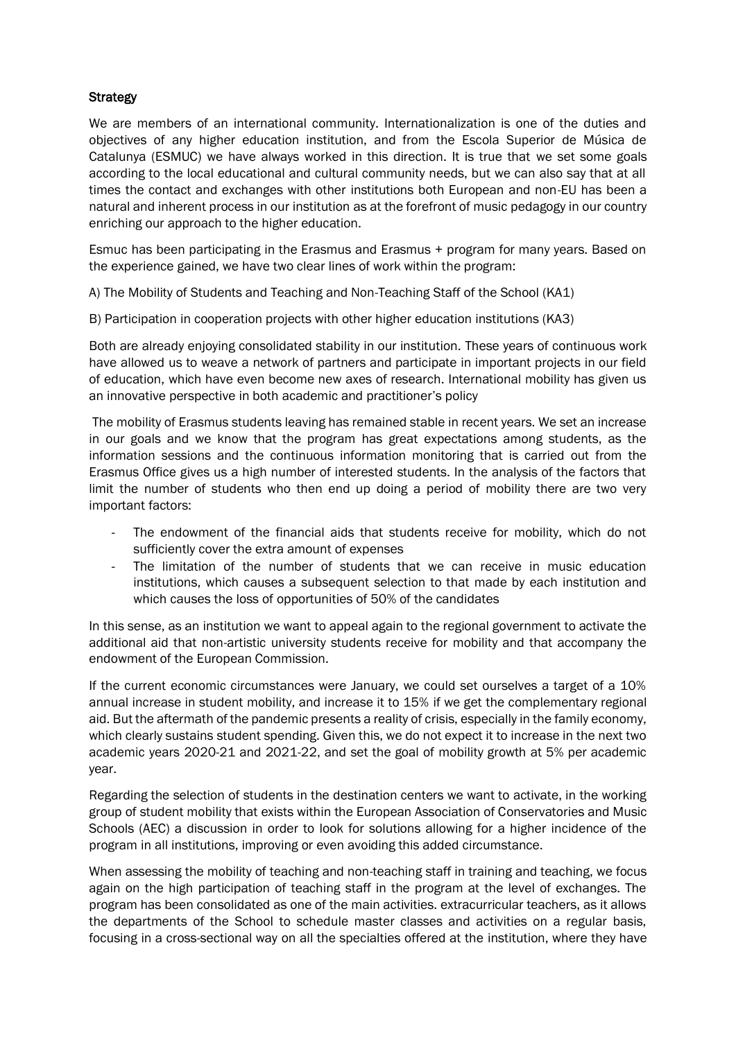## Strategy

We are members of an international community. Internationalization is one of the duties and objectives of any higher education institution, and from the Escola Superior de Música de Catalunya (ESMUC) we have always worked in this direction. It is true that we set some goals according to the local educational and cultural community needs, but we can also say that at all times the contact and exchanges with other institutions both European and non-EU has been a natural and inherent process in our institution as at the forefront of music pedagogy in our country enriching our approach to the higher education.

Esmuc has been participating in the Erasmus and Erasmus + program for many years. Based on the experience gained, we have two clear lines of work within the program:

A) The Mobility of Students and Teaching and Non-Teaching Staff of the School (KA1)

B) Participation in cooperation projects with other higher education institutions (KA3)

Both are already enjoying consolidated stability in our institution. These years of continuous work have allowed us to weave a network of partners and participate in important projects in our field of education, which have even become new axes of research. International mobility has given us an innovative perspective in both academic and practitioner's policy

The mobility of Erasmus students leaving has remained stable in recent years. We set an increase in our goals and we know that the program has great expectations among students, as the information sessions and the continuous information monitoring that is carried out from the Erasmus Office gives us a high number of interested students. In the analysis of the factors that limit the number of students who then end up doing a period of mobility there are two very important factors:

- The endowment of the financial aids that students receive for mobility, which do not sufficiently cover the extra amount of expenses
- The limitation of the number of students that we can receive in music education institutions, which causes a subsequent selection to that made by each institution and which causes the loss of opportunities of 50% of the candidates

In this sense, as an institution we want to appeal again to the regional government to activate the additional aid that non-artistic university students receive for mobility and that accompany the endowment of the European Commission.

If the current economic circumstances were January, we could set ourselves a target of a 10% annual increase in student mobility, and increase it to 15% if we get the complementary regional aid. But the aftermath of the pandemic presents a reality of crisis, especially in the family economy, which clearly sustains student spending. Given this, we do not expect it to increase in the next two academic years 2020-21 and 2021-22, and set the goal of mobility growth at 5% per academic year.

Regarding the selection of students in the destination centers we want to activate, in the working group of student mobility that exists within the European Association of Conservatories and Music Schools (AEC) a discussion in order to look for solutions allowing for a higher incidence of the program in all institutions, improving or even avoiding this added circumstance.

When assessing the mobility of teaching and non-teaching staff in training and teaching, we focus again on the high participation of teaching staff in the program at the level of exchanges. The program has been consolidated as one of the main activities. extracurricular teachers, as it allows the departments of the School to schedule master classes and activities on a regular basis, focusing in a cross-sectional way on all the specialties offered at the institution, where they have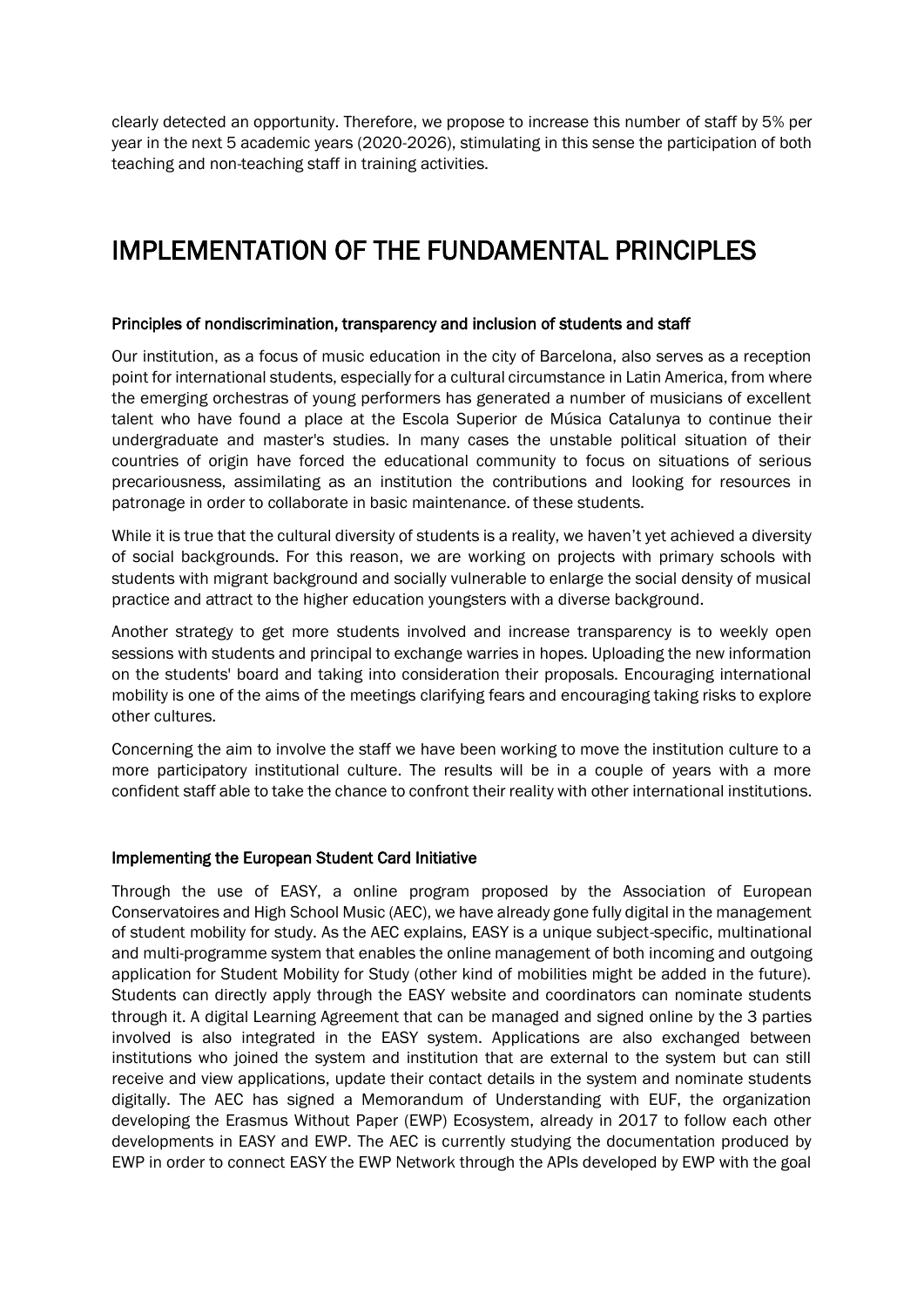clearly detected an opportunity. Therefore, we propose to increase this number of staff by 5% per year in the next 5 academic years (2020-2026), stimulating in this sense the participation of both teaching and non-teaching staff in training activities.

# IMPLEMENTATION OF THE FUNDAMENTAL PRINCIPLES

### Principles of nondiscrimination, transparency and inclusion of students and staff

Our institution, as a focus of music education in the city of Barcelona, also serves as a reception point for international students, especially for a cultural circumstance in Latin America, from where the emerging orchestras of young performers has generated a number of musicians of excellent talent who have found a place at the Escola Superior de Música Catalunya to continue their undergraduate and master's studies. In many cases the unstable political situation of their countries of origin have forced the educational community to focus on situations of serious precariousness, assimilating as an institution the contributions and looking for resources in patronage in order to collaborate in basic maintenance. of these students.

While it is true that the cultural diversity of students is a reality, we haven't yet achieved a diversity of social backgrounds. For this reason, we are working on projects with primary schools with students with migrant background and socially vulnerable to enlarge the social density of musical practice and attract to the higher education youngsters with a diverse background.

Another strategy to get more students involved and increase transparency is to weekly open sessions with students and principal to exchange warries in hopes. Uploading the new information on the students' board and taking into consideration their proposals. Encouraging international mobility is one of the aims of the meetings clarifying fears and encouraging taking risks to explore other cultures.

Concerning the aim to involve the staff we have been working to move the institution culture to a more participatory institutional culture. The results will be in a couple of years with a more confident staff able to take the chance to confront their reality with other international institutions.

### Implementing the European Student Card Initiative

Through the use of EASY, a online program proposed by the Association of European Conservatoires and High School Music (AEC), we have already gone fully digital in the management of student mobility for study. As the AEC explains, EASY is a unique subject-specific, multinational and multi-programme system that enables the online management of both incoming and outgoing application for Student Mobility for Study (other kind of mobilities might be added in the future). Students can directly apply through the EASY website and coordinators can nominate students through it. A digital Learning Agreement that can be managed and signed online by the 3 parties involved is also integrated in the EASY system. Applications are also exchanged between institutions who joined the system and institution that are external to the system but can still receive and view applications, update their contact details in the system and nominate students digitally. The AEC has signed a Memorandum of Understanding with EUF, the organization developing the Erasmus Without Paper (EWP) Ecosystem, already in 2017 to follow each other developments in EASY and EWP. The AEC is currently studying the documentation produced by EWP in order to connect EASY the EWP Network through the APIs developed by EWP with the goal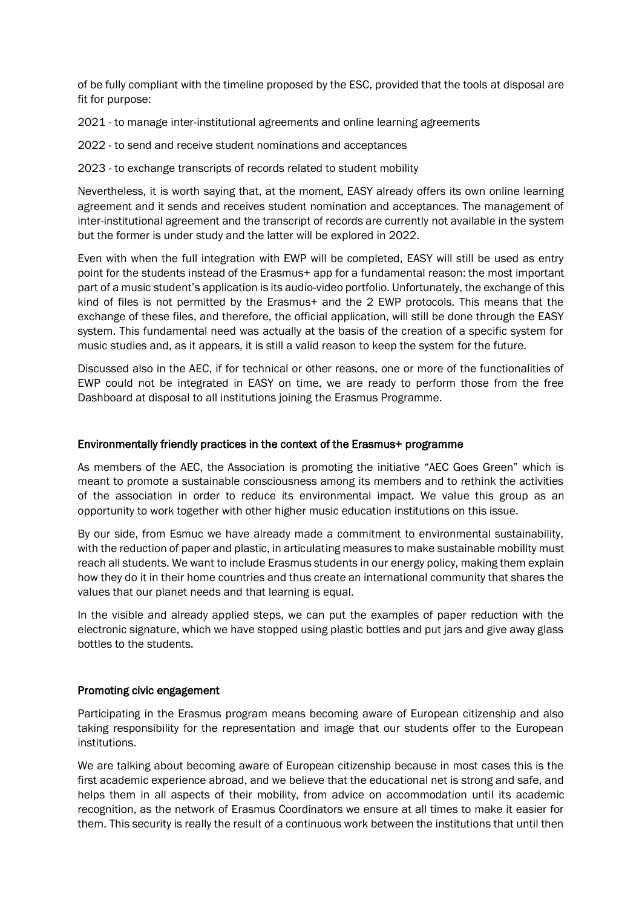of be fully compliant with the timeline proposed by the ESC, provided that the tools at disposal are fit for purpose:

2021 - to manage inter-institutional agreements and online learning agreements

2022 - to send and receive student nominations and acceptances

2023 - to exchange transcripts of records related to student mobility

Nevertheless, it is worth saying that, at the moment, EASY already offers its own online learning agreement and it sends and receives student nomination and acceptances. The management of inter-institutional agreement and the transcript of records are currently not available in the system but the former is under study and the latter will be explored in 2022.

Even with when the full integration with EWP will be completed, EASY will still be used as entry point for the students instead of the Erasmus+ app for a fundamental reason: the most important part of a music student's application is its audio-video portfolio. Unfortunately, the exchange of this kind of files is not permitted by the Erasmus+ and the 2 EWP protocols. This means that the exchange of these files, and therefore, the official application, will still be done through the EASY system. This fundamental need was actually at the basis of the creation of a specific system for music studies and, as it appears, it is still a valid reason to keep the system for the future.

Discussed also in the AEC, if for technical or other reasons, one or more of the functionalities of EWP could not be integrated in EASY on time, we are ready to perform those from the free Dashboard at disposal to all institutions joining the Erasmus Programme.

### Environmentally friendly practices in the context of the Erasmus+ programme

As members of the AEC, the Association is promoting the initiative "AEC Goes Green" which is meant to promote a sustainable consciousness among its members and to rethink the activities of the association in order to reduce its environmental impact. We value this group as an opportunity to work together with other higher music education institutions on this issue.

By our side, from Esmuc we have already made a commitment to environmental sustainability, with the reduction of paper and plastic, in articulating measures to make sustainable mobility must reach all students. We want to include Erasmus students in our energy policy, making them explain how they do it in their home countries and thus create an international community that shares the values that our planet needs and that learning is equal.

In the visible and already applied steps, we can put the examples of paper reduction with the electronic signature, which we have stopped using plastic bottles and put jars and give away glass bottles to the students.

### Promoting civic engagement

Participating in the Erasmus program means becoming aware of European citizenship and also taking responsibility for the representation and image that our students offer to the European institutions.

We are talking about becoming aware of European citizenship because in most cases this is the first academic experience abroad, and we believe that the educational net is strong and safe, and helps them in all aspects of their mobility, from advice on accommodation until its academic recognition, as the network of Erasmus Coordinators we ensure at all times to make it easier for them. This security is really the result of a continuous work between the institutions that until then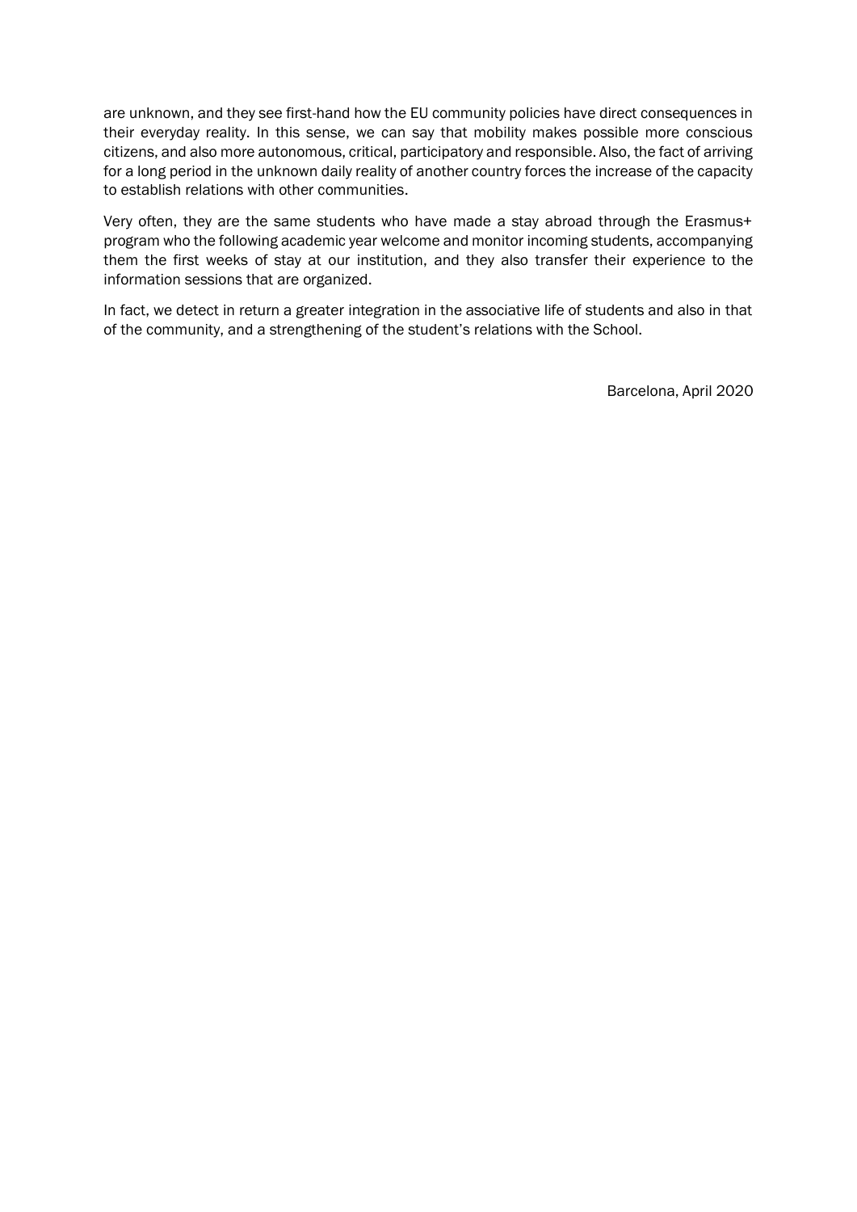are unknown, and they see first-hand how the EU community policies have direct consequences in their everyday reality. In this sense, we can say that mobility makes possible more conscious citizens, and also more autonomous, critical, participatory and responsible. Also, the fact of arriving for a long period in the unknown daily reality of another country forces the increase of the capacity to establish relations with other communities.

Very often, they are the same students who have made a stay abroad through the Erasmus+ program who the following academic year welcome and monitor incoming students, accompanying them the first weeks of stay at our institution, and they also transfer their experience to the information sessions that are organized.

In fact, we detect in return a greater integration in the associative life of students and also in that of the community, and a strengthening of the student's relations with the School.

Barcelona, April 2020